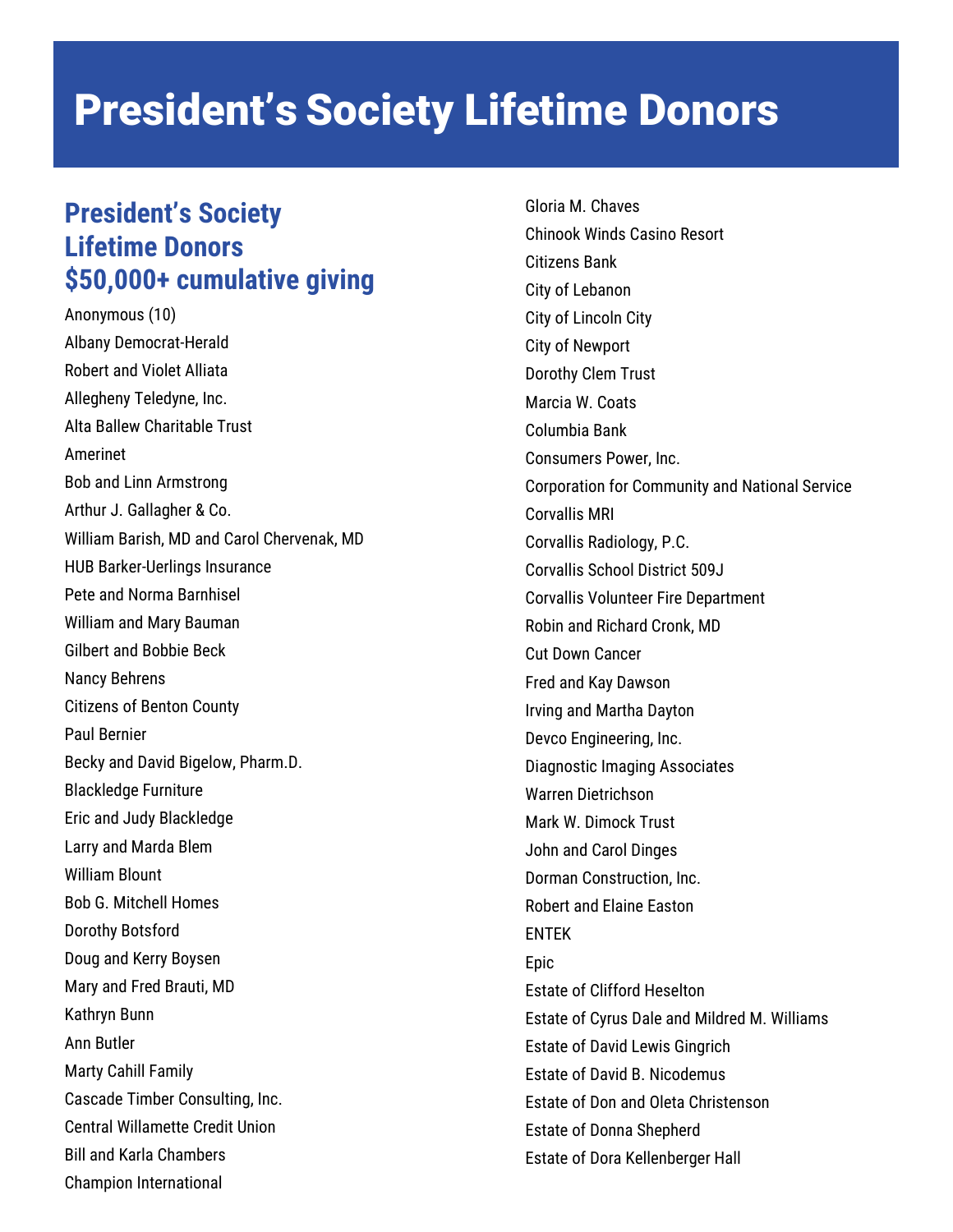# President's Society Lifetime Donors

## President's Society Lifetime Donors $50,000+ cumulative giving

Anonymous (10)
Albany Democrat-Herald
Robert and Violet Alliata
Allegheny Teledyne, Inc.
Alta Ballew Charitable Trust
Amerinet
Bob and Linn Armstrong
Arthur J. Gallagher & Co.
William Barish, MD and Carol Chervenak, MD
HUB Barker-Uerlings Insurance
Pete and Norma Barnhisel
William and Mary Bauman
Gilbert and Bobbie Beck
Nancy Behrens
Citizens of Benton County
Paul Bernier
Becky and David Bigelow, Pharm.D.
Blackledge Furniture
Eric and Judy Blackledge
Larry and Marda Blem
William Blount
Bob G. Mitchell Homes
Dorothy Botsford
Doug and Kerry Boysen
Mary and Fred Brauti, MD
Kathryn Bunn
Ann Butler
Marty Cahill Family
Cascade Timber Consulting, Inc.
Central Willamette Credit Union
Bill and Karla Chambers
Champion International
Gloria M. Chaves
Chinook Winds Casino Resort
Citizens Bank
City of Lebanon
City of Lincoln City
City of Newport
Dorothy Clem Trust
Marcia W. Coats
Columbia Bank
Consumers Power, Inc.
Corporation for Community and National Service
Corvallis MRI
Corvallis Radiology, P.C.
Corvallis School District 509J
Corvallis Volunteer Fire Department
Robin and Richard Cronk, MD
Cut Down Cancer
Fred and Kay Dawson
Irving and Martha Dayton
Devco Engineering, Inc.
Diagnostic Imaging Associates
Warren Dietrichson
Mark W. Dimock Trust
John and Carol Dinges
Dorman Construction, Inc.
Robert and Elaine Easton
ENTEK
Epic
Estate of Clifford Heselton
Estate of Cyrus Dale and Mildred M. Williams
Estate of David Lewis Gingrich
Estate of David B. Nicodemus
Estate of Don and Oleta Christenson
Estate of Donna Shepherd
Estate of Dora Kellenberger Hall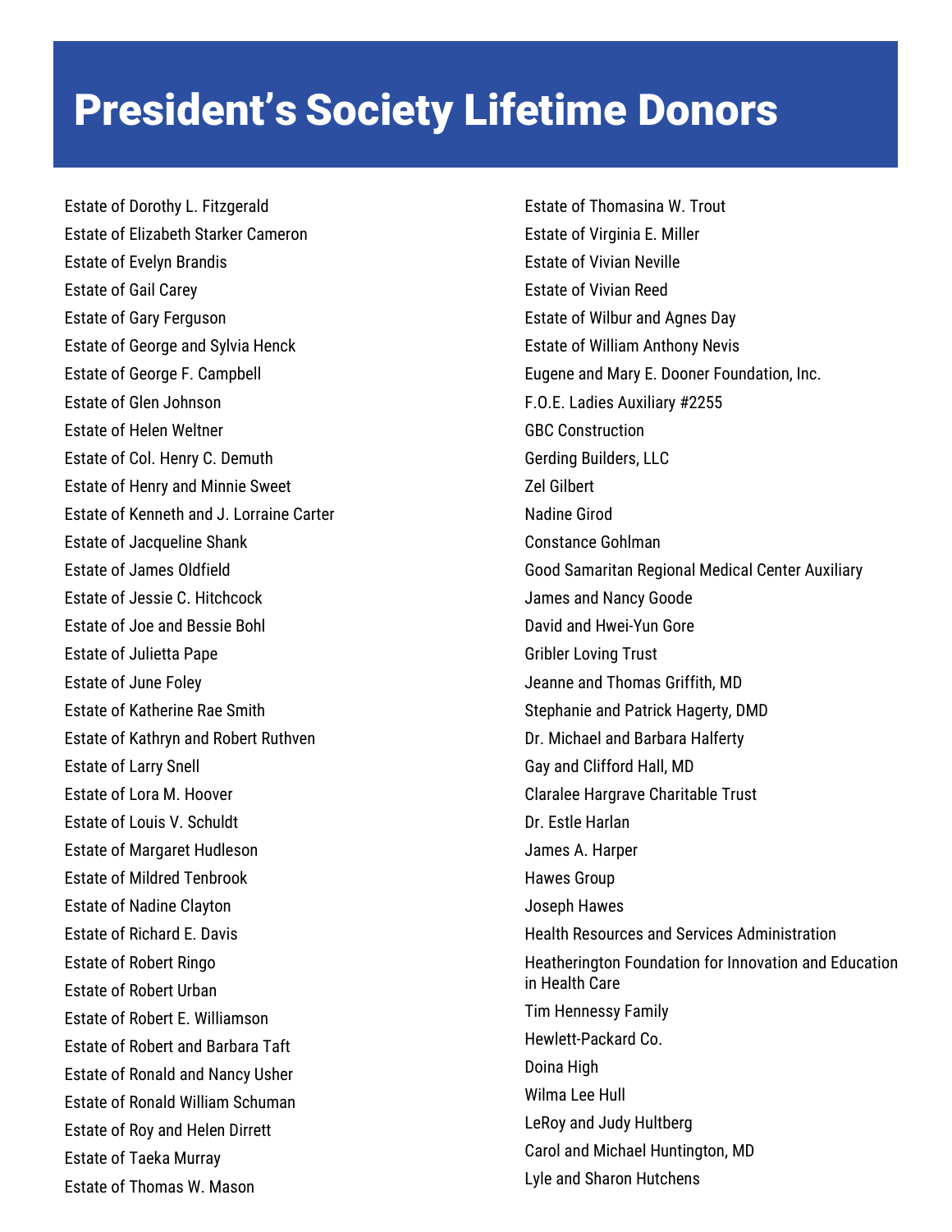# President’s Society Lifetime Donors

Estate of Dorothy L. Fitzgerald
Estate of Elizabeth Starker Cameron
Estate of Evelyn Brandis
Estate of Gail Carey
Estate of Gary Ferguson
Estate of George and Sylvia Henck
Estate of George F. Campbell
Estate of Glen Johnson
Estate of Helen Weltner
Estate of Col. Henry C. Demuth
Estate of Henry and Minnie Sweet
Estate of Kenneth and J. Lorraine Carter
Estate of Jacqueline Shank
Estate of James Oldfield
Estate of Jessie C. Hitchcock
Estate of Joe and Bessie Bohl
Estate of Julietta Pape
Estate of June Foley
Estate of Katherine Rae Smith
Estate of Kathryn and Robert Ruthven
Estate of Larry Snell
Estate of Lora M. Hoover
Estate of Louis V. Schuldt
Estate of Margaret Hudleson
Estate of Mildred Tenbrook
Estate of Nadine Clayton
Estate of Richard E. Davis
Estate of Robert Ringo
Estate of Robert Urban
Estate of Robert E. Williamson
Estate of Robert and Barbara Taft
Estate of Ronald and Nancy Usher
Estate of Ronald William Schuman
Estate of Roy and Helen Dirrett
Estate of Taeka Murray
Estate of Thomas W. Mason
Estate of Thomasina W. Trout
Estate of Virginia E. Miller
Estate of Vivian Neville
Estate of Vivian Reed
Estate of Wilbur and Agnes Day
Estate of William Anthony Nevis
Eugene and Mary E. Dooner Foundation, Inc.
F.O.E. Ladies Auxiliary #2255
GBC Construction
Gerding Builders, LLC
Zel Gilbert
Nadine Girod
Constance Gohlman
Good Samaritan Regional Medical Center Auxiliary
James and Nancy Goode
David and Hwei-Yun Gore
Gribler Loving Trust
Jeanne and Thomas Griffith, MD
Stephanie and Patrick Hagerty, DMD
Dr. Michael and Barbara Halferty
Gay and Clifford Hall, MD
Claralee Hargrave Charitable Trust
Dr. Estle Harlan
James A. Harper
Hawes Group
Joseph Hawes
Health Resources and Services Administration
Heatherington Foundation for Innovation and Education in Health Care
Tim Hennessy Family
Hewlett-Packard Co.
Doina High
Wilma Lee Hull
LeRoy and Judy Hultberg
Carol and Michael Huntington, MD
Lyle and Sharon Hutchens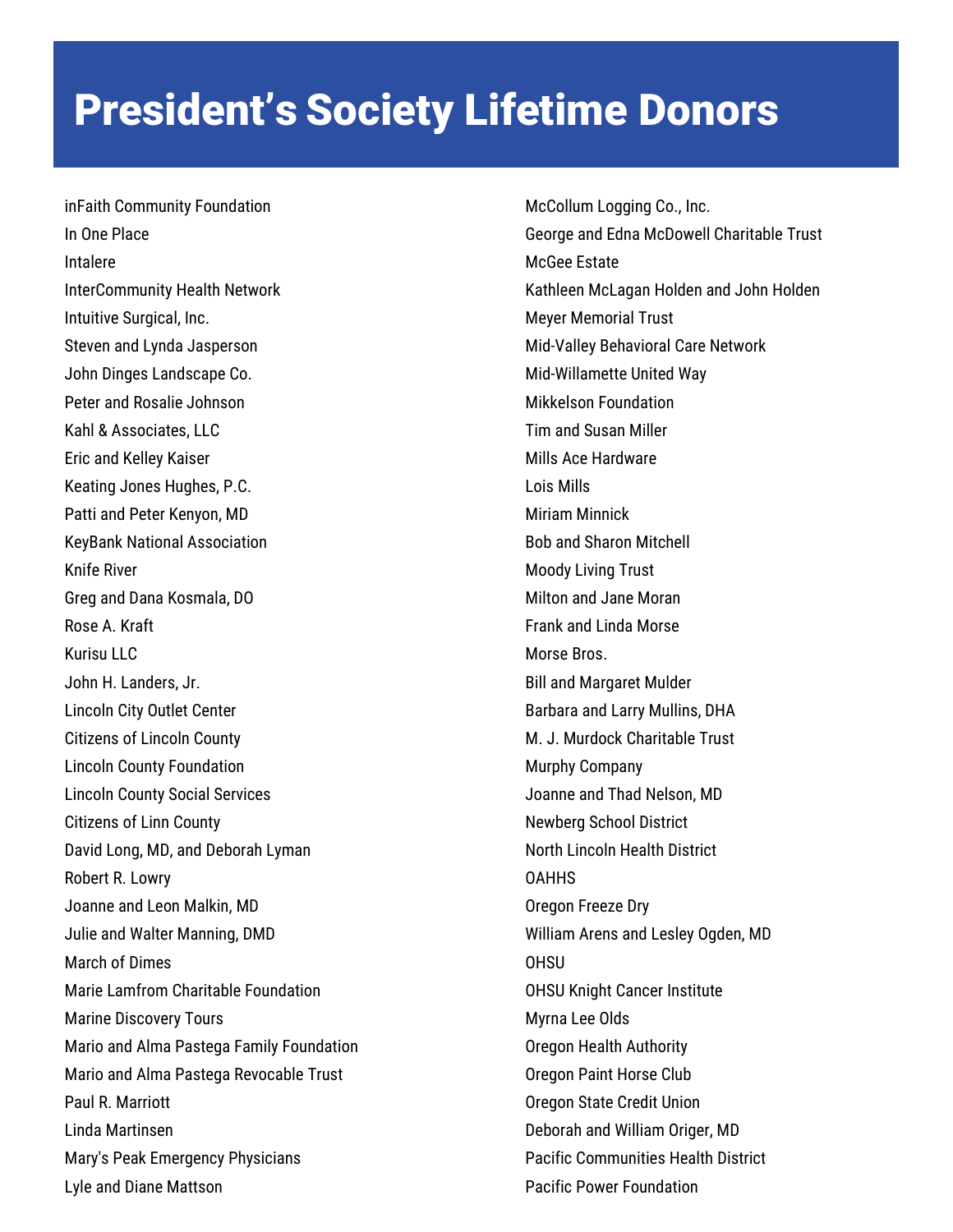# President's Society Lifetime Donors

inFaith Community Foundation
In One Place
Intalere
InterCommunity Health Network
Intuitive Surgical, Inc.
Steven and Lynda Jasperson
John Dinges Landscape Co.
Peter and Rosalie Johnson
Kahl & Associates, LLC
Eric and Kelley Kaiser
Keating Jones Hughes, P.C.
Patti and Peter Kenyon, MD
KeyBank National Association
Knife River
Greg and Dana Kosmala, DO
Rose A. Kraft
Kurisu LLC
John H. Landers, Jr.
Lincoln City Outlet Center
Citizens of Lincoln County
Lincoln County Foundation
Lincoln County Social Services
Citizens of Linn County
David Long, MD, and Deborah Lyman
Robert R. Lowry
Joanne and Leon Malkin, MD
Julie and Walter Manning, DMD
March of Dimes
Marie Lamfrom Charitable Foundation
Marine Discovery Tours
Mario and Alma Pastega Family Foundation
Mario and Alma Pastega Revocable Trust
Paul R. Marriott
Linda Martinsen
Mary's Peak Emergency Physicians
Lyle and Diane Mattson
McCollum Logging Co., Inc.
George and Edna McDowell Charitable Trust
McGee Estate
Kathleen McLagan Holden and John Holden
Meyer Memorial Trust
Mid-Valley Behavioral Care Network
Mid-Willamette United Way
Mikkelson Foundation
Tim and Susan Miller
Mills Ace Hardware
Lois Mills
Miriam Minnick
Bob and Sharon Mitchell
Moody Living Trust
Milton and Jane Moran
Frank and Linda Morse
Morse Bros.
Bill and Margaret Mulder
Barbara and Larry Mullins, DHA
M. J. Murdock Charitable Trust
Murphy Company
Joanne and Thad Nelson, MD
Newberg School District
North Lincoln Health District
OAHHS
Oregon Freeze Dry
William Arens and Lesley Ogden, MD
OHSU
OHSU Knight Cancer Institute
Myrna Lee Olds
Oregon Health Authority
Oregon Paint Horse Club
Oregon State Credit Union
Deborah and William Origer, MD
Pacific Communities Health District
Pacific Power Foundation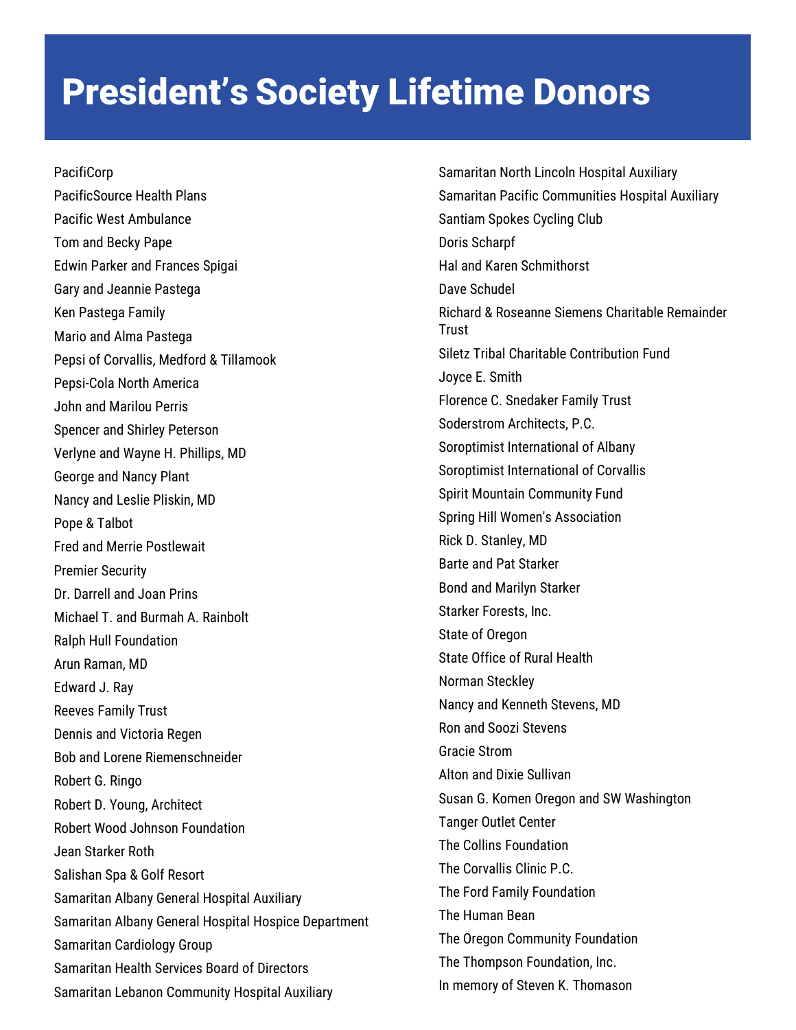# President's Society Lifetime Donors

PacifiCorp
PacificSource Health Plans
Pacific West Ambulance
Tom and Becky Pape
Edwin Parker and Frances Spigai
Gary and Jeannie Pastega
Ken Pastega Family
Mario and Alma Pastega
Pepsi of Corvallis, Medford & Tillamook
Pepsi-Cola North America
John and Marilou Perris
Spencer and Shirley Peterson
Verlyne and Wayne H. Phillips, MD
George and Nancy Plant
Nancy and Leslie Pliskin, MD
Pope & Talbot
Fred and Merrie Postlewait
Premier Security
Dr. Darrell and Joan Prins
Michael T. and Burmah A. Rainbolt
Ralph Hull Foundation
Arun Raman, MD
Edward J. Ray
Reeves Family Trust
Dennis and Victoria Regen
Bob and Lorene Riemenschneider
Robert G. Ringo
Robert D. Young, Architect
Robert Wood Johnson Foundation
Jean Starker Roth
Salishan Spa & Golf Resort
Samaritan Albany General Hospital Auxiliary
Samaritan Albany General Hospital Hospice Department
Samaritan Cardiology Group
Samaritan Health Services Board of Directors
Samaritan Lebanon Community Hospital Auxiliary
Samaritan North Lincoln Hospital Auxiliary
Samaritan Pacific Communities Hospital Auxiliary
Santiam Spokes Cycling Club
Doris Scharpf
Hal and Karen Schmithorst
Dave Schudel
Richard & Roseanne Siemens Charitable Remainder Trust
Siletz Tribal Charitable Contribution Fund
Joyce E. Smith
Florence C. Snedaker Family Trust
Soderstrom Architects, P.C.
Soroptimist International of Albany
Soroptimist International of Corvallis
Spirit Mountain Community Fund
Spring Hill Women's Association
Rick D. Stanley, MD
Barte and Pat Starker
Bond and Marilyn Starker
Starker Forests, Inc.
State of Oregon
State Office of Rural Health
Norman Steckley
Nancy and Kenneth Stevens, MD
Ron and Soozi Stevens
Gracie Strom
Alton and Dixie Sullivan
Susan G. Komen Oregon and SW Washington
Tanger Outlet Center
The Collins Foundation
The Corvallis Clinic P.C.
The Ford Family Foundation
The Human Bean
The Oregon Community Foundation
The Thompson Foundation, Inc.
In memory of Steven K. Thomason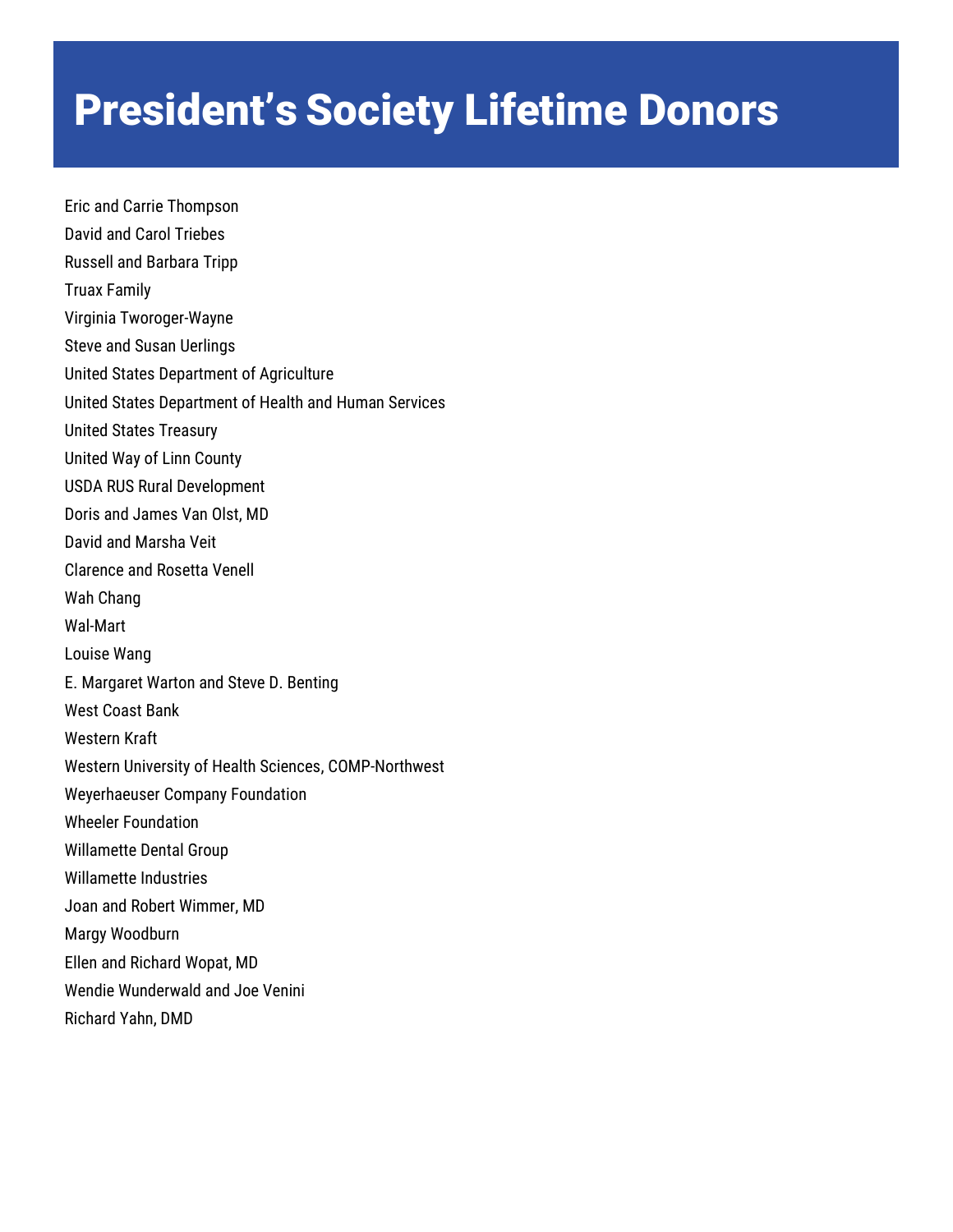# President's Society Lifetime Donors

Eric and Carrie Thompson
David and Carol Triebes
Russell and Barbara Tripp
Truax Family
Virginia Tworoger-Wayne
Steve and Susan Uerlings
United States Department of Agriculture
United States Department of Health and Human Services
United States Treasury
United Way of Linn County
USDA RUS Rural Development
Doris and James Van Olst, MD
David and Marsha Veit
Clarence and Rosetta Venell
Wah Chang
Wal-Mart
Louise Wang
E. Margaret Warton and Steve D. Benting
West Coast Bank
Western Kraft
Western University of Health Sciences, COMP-Northwest
Weyerhaeuser Company Foundation
Wheeler Foundation
Willamette Dental Group
Willamette Industries
Joan and Robert Wimmer, MD
Margy Woodburn
Ellen and Richard Wopat, MD
Wendie Wunderwald and Joe Venini
Richard Yahn, DMD